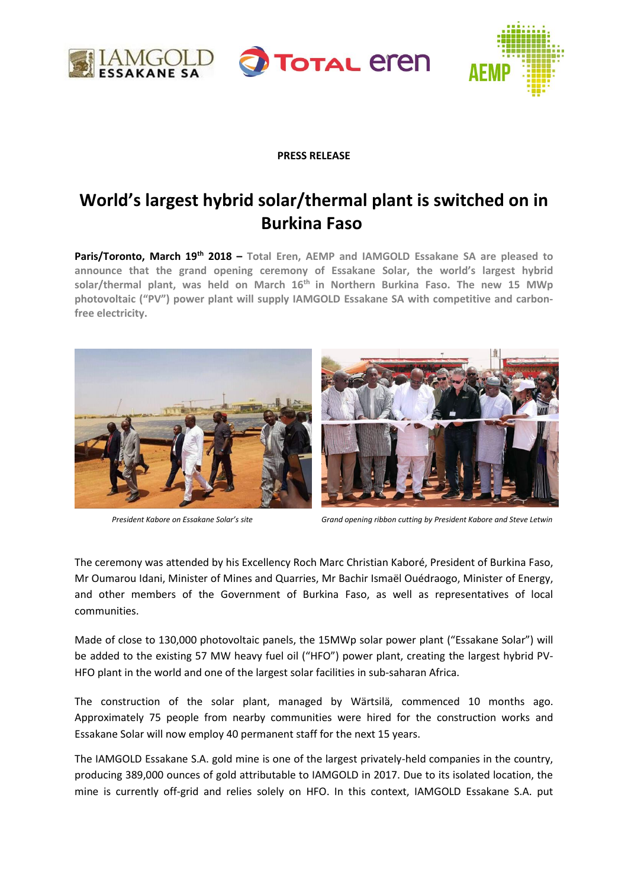**PRESS RELEASE**

# World's largest hybrid solar/thermal plant is switched on in Burkina Faso

**Paris/Toronto, March 19th 2018 – Total Eren, AEMP and IAMGOLD Essakane SA are pleased to announce that the grand opening ceremony of Essakane Solar, the world's largest hybrid solar/thermal plant, was held on March 16th in Northern Burkina Faso. The new 15 MWp photovoltaic ("PV") power plant will supply IAMGOLD Essakane SA with competitive and carbon-free electricity.**

*President Kabore on Essakane Solar's site*

*Grand opening ribbon cutting by President Kabore and Steve Letwin*

The ceremony was attended by his Excellency Roch Marc Christian Kaboré, President of Burkina Faso, Mr Oumarou Idani, Minister of Mines and Quarries, Mr Bachir Ismaël Ouédraogo, Minister of Energy, and other members of the Government of Burkina Faso, as well as representatives of local communities.

Made of close to 130,000 photovoltaic panels, the 15MWp solar power plant ("Essakane Solar") will be added to the existing 57 MW heavy fuel oil ("HFO") power plant, creating the largest hybrid PV-HFO plant in the world and one of the largest solar facilities in sub-saharan Africa.

The construction of the solar plant, managed by Wärtsilä, commenced 10 months ago. Approximately 75 people from nearby communities were hired for the construction works and Essakane Solar will now employ 40 permanent staff for the next 15 years.

The IAMGOLD Essakane S.A. gold mine is one of the largest privately-held companies in the country, producing 389,000 ounces of gold attributable to IAMGOLD in 2017. Due to its isolated location, the mine is currently off-grid and relies solely on HFO. In this context, IAMGOLD Essakane S.A. put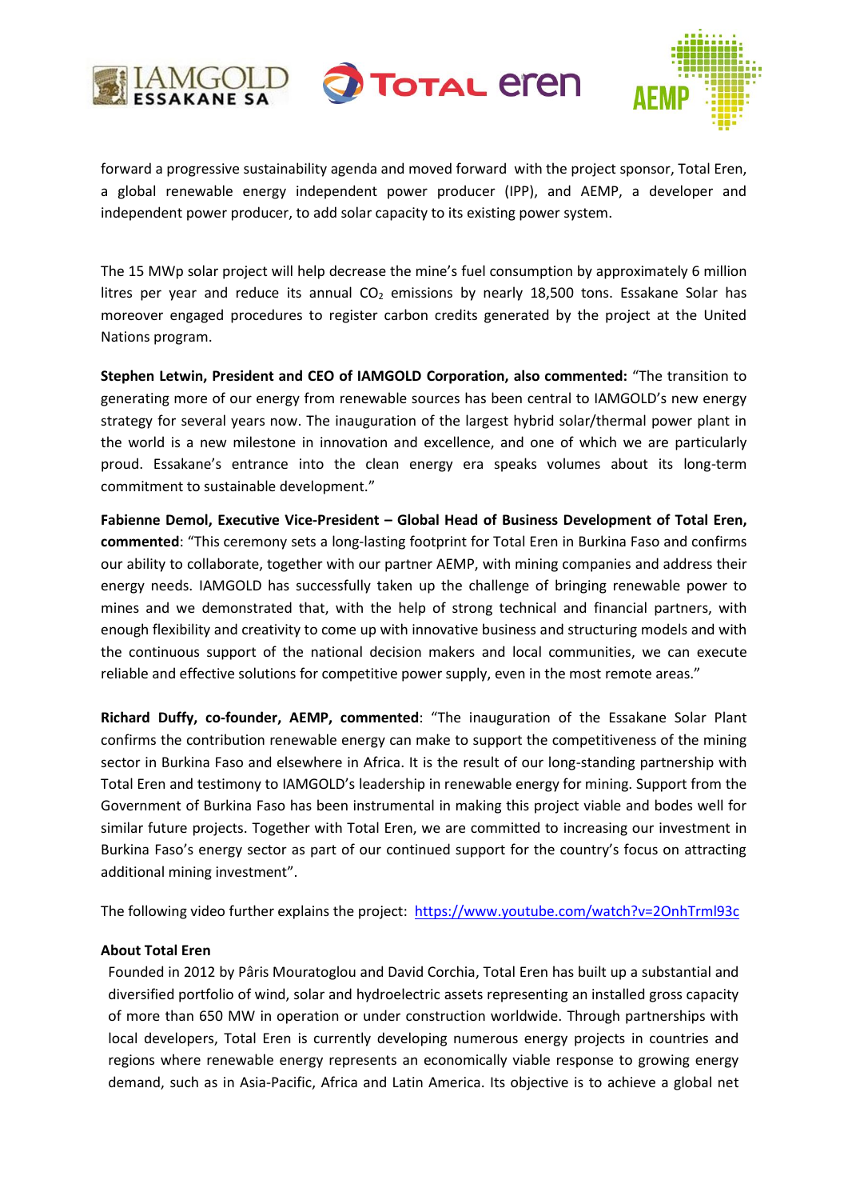forward a progressive sustainability agenda and moved forward with the project sponsor, Total Eren, a global renewable energy independent power producer (IPP), and AEMP, a developer and independent power producer, to add solar capacity to its existing power system.

The 15 MWp solar project will help decrease the mine's fuel consumption by approximately 6 million litres per year and reduce its annual $CO_2$ emissions by nearly 18,500 tons. Essakane Solar has moreover engaged procedures to register carbon credits generated by the project at the United Nations program.

**Stephen Letwin, President and CEO of IAMGOLD Corporation, also commented:** "The transition to generating more of our energy from renewable sources has been central to IAMGOLD's new energy strategy for several years now. The inauguration of the largest hybrid solar/thermal power plant in the world is a new milestone in innovation and excellence, and one of which we are particularly proud. Essakane's entrance into the clean energy era speaks volumes about its long-term commitment to sustainable development."

**Fabienne Demol, Executive Vice-President – Global Head of Business Development of Total Eren, commented**: "This ceremony sets a long-lasting footprint for Total Eren in Burkina Faso and confirms our ability to collaborate, together with our partner AEMP, with mining companies and address their energy needs. IAMGOLD has successfully taken up the challenge of bringing renewable power to mines and we demonstrated that, with the help of strong technical and financial partners, with enough flexibility and creativity to come up with innovative business and structuring models and with the continuous support of the national decision makers and local communities, we can execute reliable and effective solutions for competitive power supply, even in the most remote areas."

**Richard Duffy, co-founder, AEMP, commented**: "The inauguration of the Essakane Solar Plant confirms the contribution renewable energy can make to support the competitiveness of the mining sector in Burkina Faso and elsewhere in Africa. It is the result of our long-standing partnership with Total Eren and testimony to IAMGOLD's leadership in renewable energy for mining. Support from the Government of Burkina Faso has been instrumental in making this project viable and bodes well for similar future projects. Together with Total Eren, we are committed to increasing our investment in Burkina Faso's energy sector as part of our continued support for the country's focus on attracting additional mining investment".

The following video further explains the project: https://www.youtube.com/watch?v=2OnhTrml93c

**About Total Eren**

Founded in 2012 by Pâris Mouratoglou and David Corchia, Total Eren has built up a substantial and diversified portfolio of wind, solar and hydroelectric assets representing an installed gross capacity of more than 650 MW in operation or under construction worldwide. Through partnerships with local developers, Total Eren is currently developing numerous energy projects in countries and regions where renewable energy represents an economically viable response to growing energy demand, such as in Asia-Pacific, Africa and Latin America. Its objective is to achieve a global net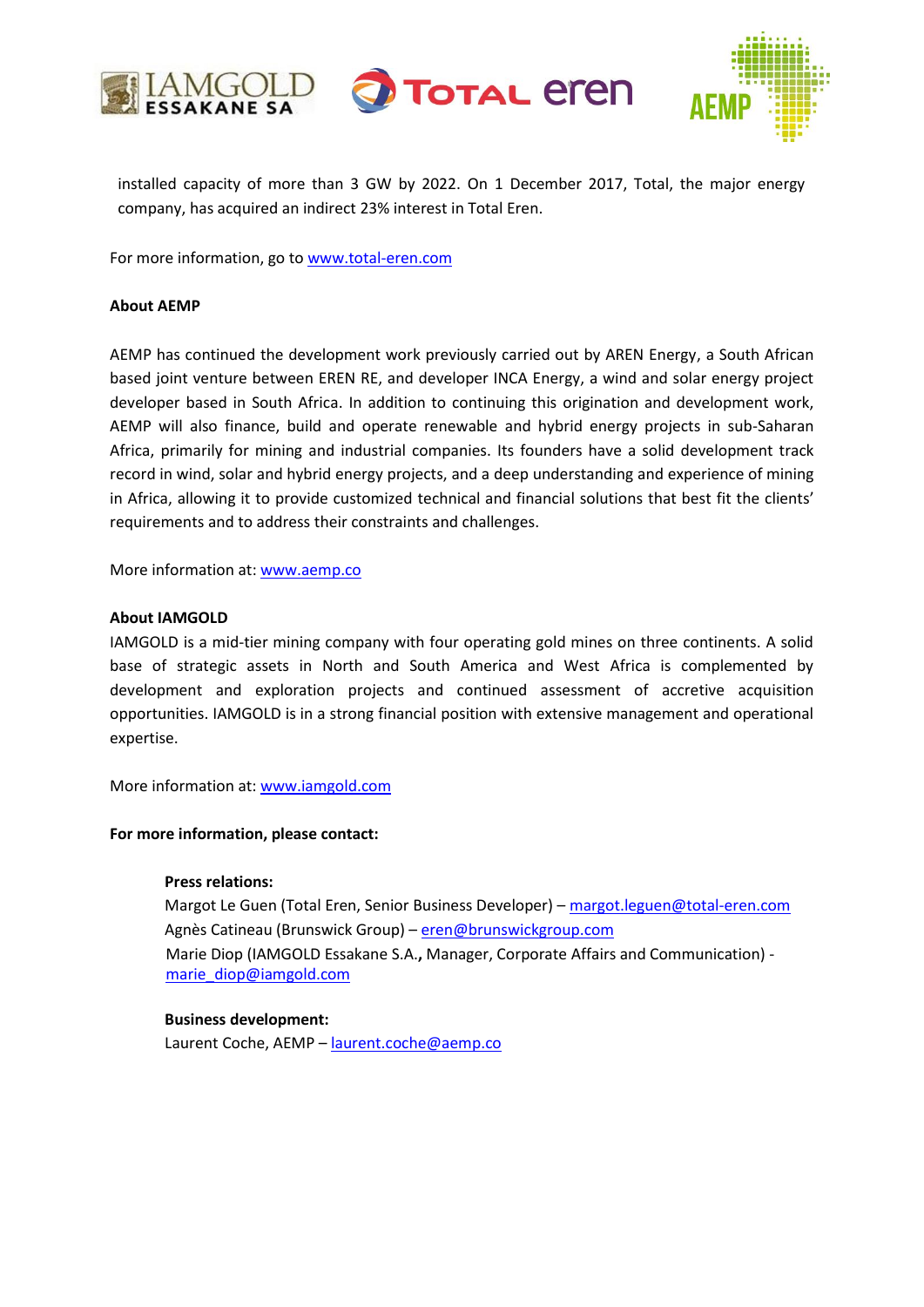installed capacity of more than 3 GW by 2022. On 1 December 2017, Total, the major energy company, has acquired an indirect 23% interest in Total Eren.

For more information, go to www.total-eren.com

**About AEMP**

AEMP has continued the development work previously carried out by AREN Energy, a South African based joint venture between EREN RE, and developer INCA Energy, a wind and solar energy project developer based in South Africa. In addition to continuing this origination and development work, AEMP will also finance, build and operate renewable and hybrid energy projects in sub-Saharan Africa, primarily for mining and industrial companies. Its founders have a solid development track record in wind, solar and hybrid energy projects, and a deep understanding and experience of mining in Africa, allowing it to provide customized technical and financial solutions that best fit the clients' requirements and to address their constraints and challenges.

More information at: www.aemp.co

**About IAMGOLD**

IAMGOLD is a mid-tier mining company with four operating gold mines on three continents. A solid base of strategic assets in North and South America and West Africa is complemented by development and exploration projects and continued assessment of accretive acquisition opportunities. IAMGOLD is in a strong financial position with extensive management and operational expertise.

More information at: www.iamgold.com

**For more information, please contact:**

**Press relations:**

Margot Le Guen (Total Eren, Senior Business Developer) – margot.leguen@total-eren.com
Agnès Catineau (Brunswick Group) – eren@brunswickgroup.com
Marie Diop (IAMGOLD Essakane S.A.**,** Manager, Corporate Affairs and Communication) - marie_diop@iamgold.com

**Business development:**

Laurent Coche, AEMP – laurent.coche@aemp.co